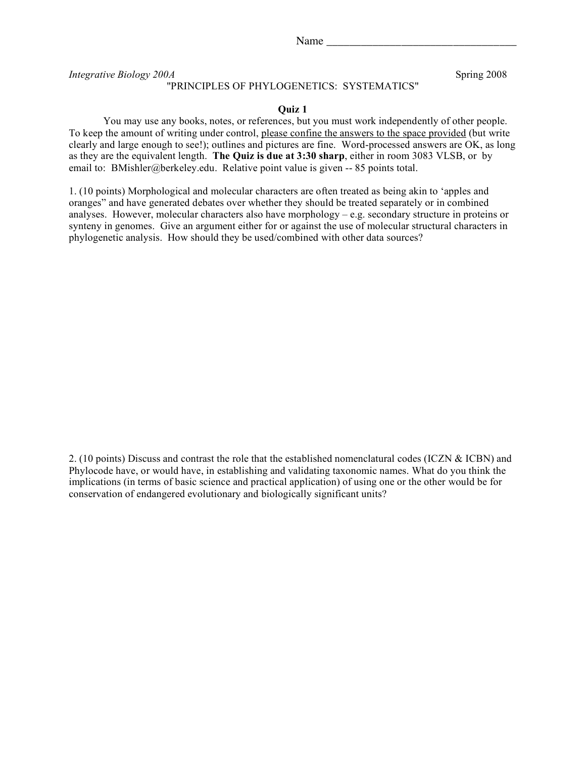Name ________________________________

*Integrative Biology 200A* Spring 2008

"PRINCIPLES OF PHYLOGENETICS: SYSTEMATICS"

**Quiz 1**

You may use any books, notes, or references, but you must work independently of other people. To keep the amount of writing under control, <u>please confine the answers to the space provided</u> (but write clearly and large enough to see!); outlines and pictures are fine. Word-processed answers are OK, as long as they are the equivalent length. **The Quiz is due at 3:30 sharp**, either in room 3083 VLSB, or by email to: BMishler@berkeley.edu. Relative point value is given -- 85 points total.

1. (10 points) Morphological and molecular characters are often treated as being akin to 'apples and oranges" and have generated debates over whether they should be treated separately or in combined analyses. However, molecular characters also have morphology – e.g. secondary structure in proteins or synteny in genomes. Give an argument either for or against the use of molecular structural characters in phylogenetic analysis. How should they be used/combined with other data sources?

2. (10 points) Discuss and contrast the role that the established nomenclatural codes (ICZN & ICBN) and Phylocode have, or would have, in establishing and validating taxonomic names. What do you think the implications (in terms of basic science and practical application) of using one or the other would be for conservation of endangered evolutionary and biologically significant units?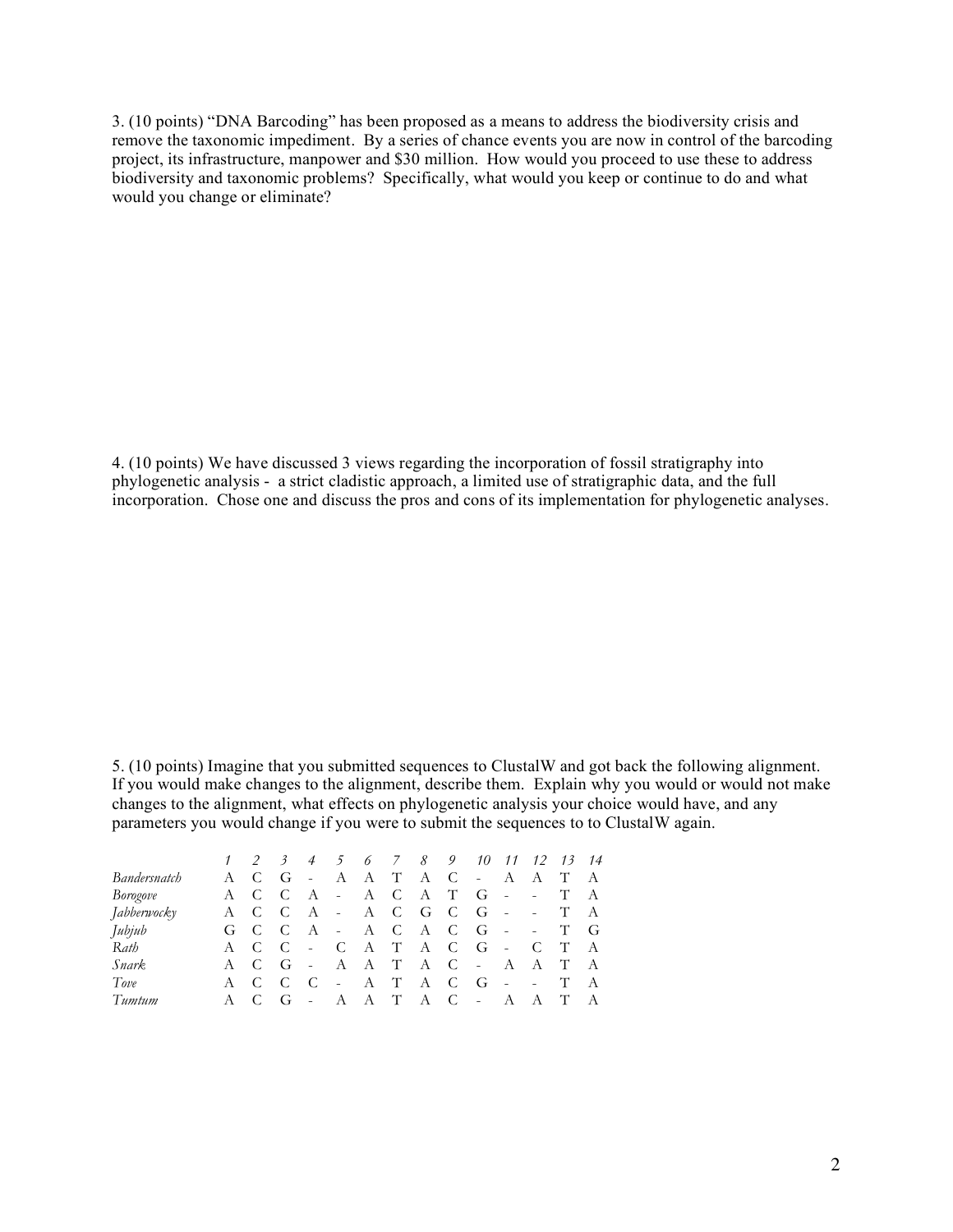3. (10 points) "DNA Barcoding" has been proposed as a means to address the biodiversity crisis and remove the taxonomic impediment. By a series of chance events you are now in control of the barcoding project, its infrastructure, manpower and $30 million. How would you proceed to use these to address biodiversity and taxonomic problems? Specifically, what would you keep or continue to do and what would you change or eliminate?

4. (10 points) We have discussed 3 views regarding the incorporation of fossil stratigraphy into phylogenetic analysis - a strict cladistic approach, a limited use of stratigraphic data, and the full incorporation. Chose one and discuss the pros and cons of its implementation for phylogenetic analyses.

5. (10 points) Imagine that you submitted sequences to ClustalW and got back the following alignment. If you would make changes to the alignment, describe them. Explain why you would or would not make changes to the alignment, what effects on phylogenetic analysis your choice would have, and any parameters you would change if you were to submit the sequences to to ClustalW again.

| | *1* | *2* | *3* | *4* | *5* | *6* | *7* | *8* | *9* | *10* | *11* | *12* | *13* | *14* |
|---|---|---|---|---|---|---|---|---|---|---|---|---|---|---|
| *Bandersnatch* | A | C | G | - | A | A | T | A | C | - | A | A | T | A |
| *Borogove* | A | C | C | A | - | A | C | A | T | G | - | - | T | A |
| *Jabberwocky* | A | C | C | A | - | A | C | G | C | G | - | - | T | A |
| *Jubjub* | G | C | C | A | - | A | C | A | C | G | - | - | T | G |
| *Rath* | A | C | C | - | C | A | T | A | C | G | - | C | T | A |
| *Snark* | A | C | G | - | A | A | T | A | C | - | A | A | T | A |
| *Tove* | A | C | C | C | - | A | T | A | C | G | - | - | T | A |
| *Tumtum* | A | C | G | - | A | A | T | A | C | - | A | A | T | A |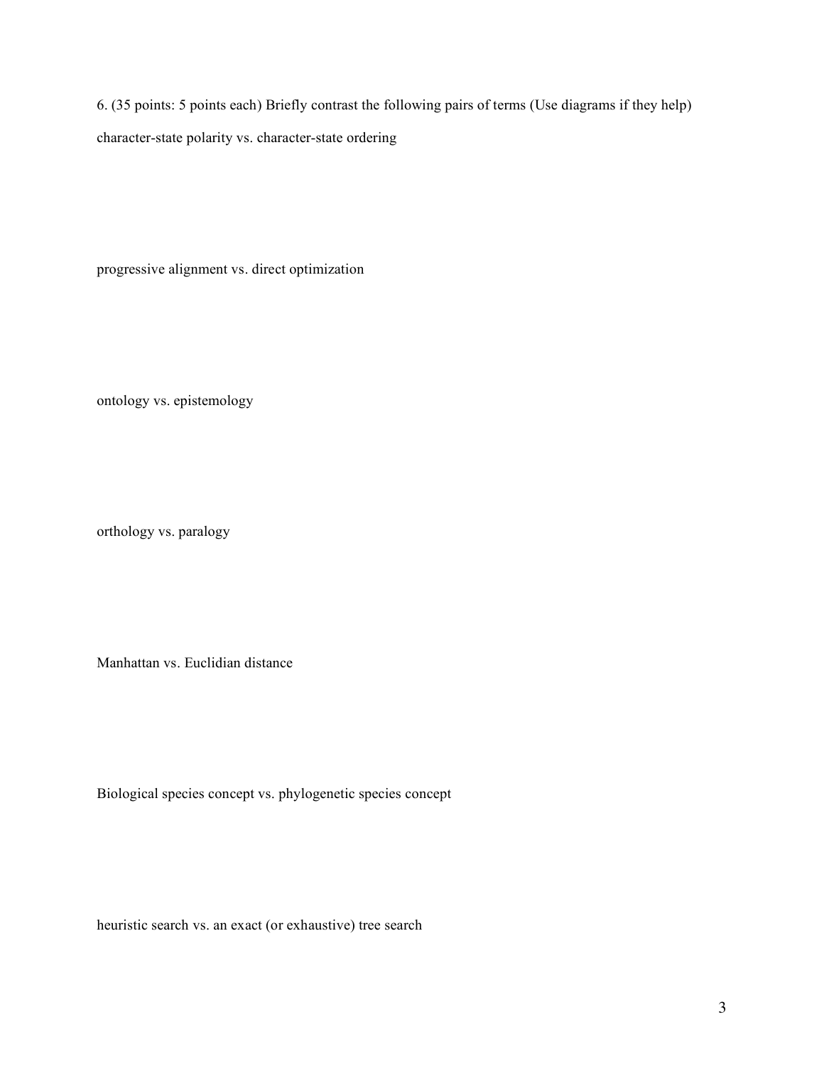6. (35 points: 5 points each) Briefly contrast the following pairs of terms (Use diagrams if they help)

character-state polarity vs. character-state ordering

progressive alignment vs. direct optimization

ontology vs. epistemology

orthology vs. paralogy

Manhattan vs. Euclidian distance

Biological species concept vs. phylogenetic species concept

heuristic search vs. an exact (or exhaustive) tree search